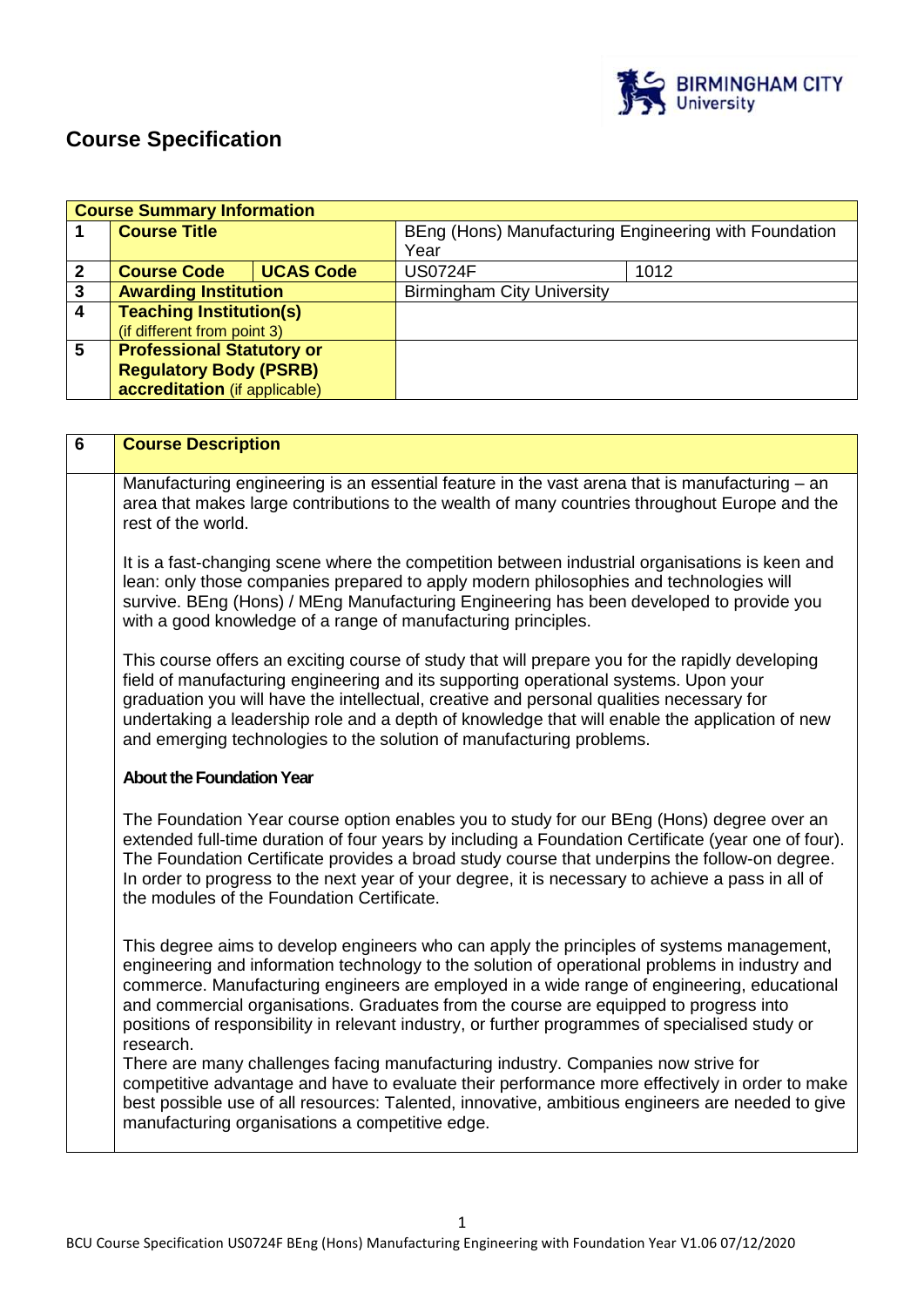# Course Specification

| Course Summary Information | | | | |
|---|---|---|---|---|
| 1 | **Course Title** | | BEng (Hons) Manufacturing Engineering with Foundation Year | |
| 2 | **Course Code** | **UCAS Code** | US0724F | 1012 |
| 3 | **Awarding Institution** | | Birmingham City University | |
| 4 | **Teaching Institution(s)** (if different from point 3) | | | |
| 5 | **Professional Statutory or Regulatory Body (PSRB) accreditation** (if applicable) | | | |

| 6 | Course Description |
|---|---|
| | Manufacturing engineering is an essential feature in the vast arena that is manufacturing – an area that makes large contributions to the wealth of many countries throughout Europe and the rest of the world.<br><br>It is a fast-changing scene where the competition between industrial organisations is keen and lean: only those companies prepared to apply modern philosophies and technologies will survive. BEng (Hons) / MEng Manufacturing Engineering has been developed to provide you with a good knowledge of a range of manufacturing principles.<br><br>This course offers an exciting course of study that will prepare you for the rapidly developing field of manufacturing engineering and its supporting operational systems. Upon your graduation you will have the intellectual, creative and personal qualities necessary for undertaking a leadership role and a depth of knowledge that will enable the application of new and emerging technologies to the solution of manufacturing problems.<br><br>**About the Foundation Year**<br><br>The Foundation Year course option enables you to study for our BEng (Hons) degree over an extended full-time duration of four years by including a Foundation Certificate (year one of four). The Foundation Certificate provides a broad study course that underpins the follow-on degree. In order to progress to the next year of your degree, it is necessary to achieve a pass in all of the modules of the Foundation Certificate.<br><br>This degree aims to develop engineers who can apply the principles of systems management, engineering and information technology to the solution of operational problems in industry and commerce. Manufacturing engineers are employed in a wide range of engineering, educational and commercial organisations. Graduates from the course are equipped to progress into positions of responsibility in relevant industry, or further programmes of specialised study or research.<br>There are many challenges facing manufacturing industry. Companies now strive for competitive advantage and have to evaluate their performance more effectively in order to make best possible use of all resources: Talented, innovative, ambitious engineers are needed to give manufacturing organisations a competitive edge. |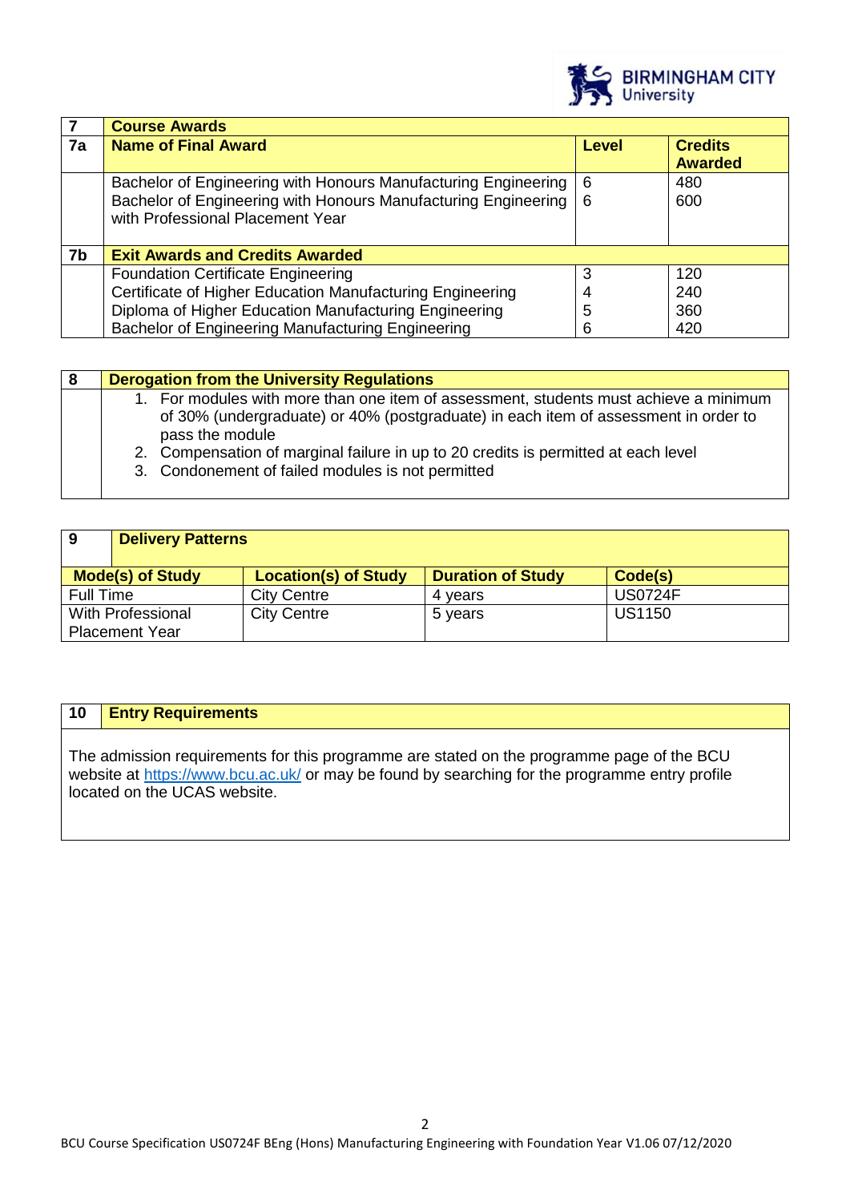| 7 | Course Awards | | |
|---|---|---|---|
| **7a** | **Name of Final Award** | **Level** | **Credits Awarded** |
| | Bachelor of Engineering with Honours Manufacturing Engineering | 6 | 480 |
| | Bachelor of Engineering with Honours Manufacturing Engineering with Professional Placement Year | 6 | 600 |
| **7b** | **Exit Awards and Credits Awarded** | | |
| | Foundation Certificate Engineering | 3 | 120 |
| | Certificate of Higher Education Manufacturing Engineering | 4 | 240 |
| | Diploma of Higher Education Manufacturing Engineering | 5 | 360 |
| | Bachelor of Engineering Manufacturing Engineering | 6 | 420 |

| 8 | Derogation from the University Regulations |
|---|---|
| | 1. For modules with more than one item of assessment, students must achieve a minimum of 30% (undergraduate) or 40% (postgraduate) in each item of assessment in order to pass the module<br>2. Compensation of marginal failure in up to 20 credits is permitted at each level<br>3. Condonement of failed modules is not permitted |

| 9 | Delivery Patterns | | |
|---|---|---|---|
| **Mode(s) of Study** | **Location(s) of Study** | **Duration of Study** | **Code(s)** |
| Full Time | City Centre | 4 years | US0724F |
| With Professional Placement Year | City Centre | 5 years | US1150 |

| 10 | Entry Requirements |
|---|---|

The admission requirements for this programme are stated on the programme page of the BCU website at https://www.bcu.ac.uk/ or may be found by searching for the programme entry profile located on the UCAS website.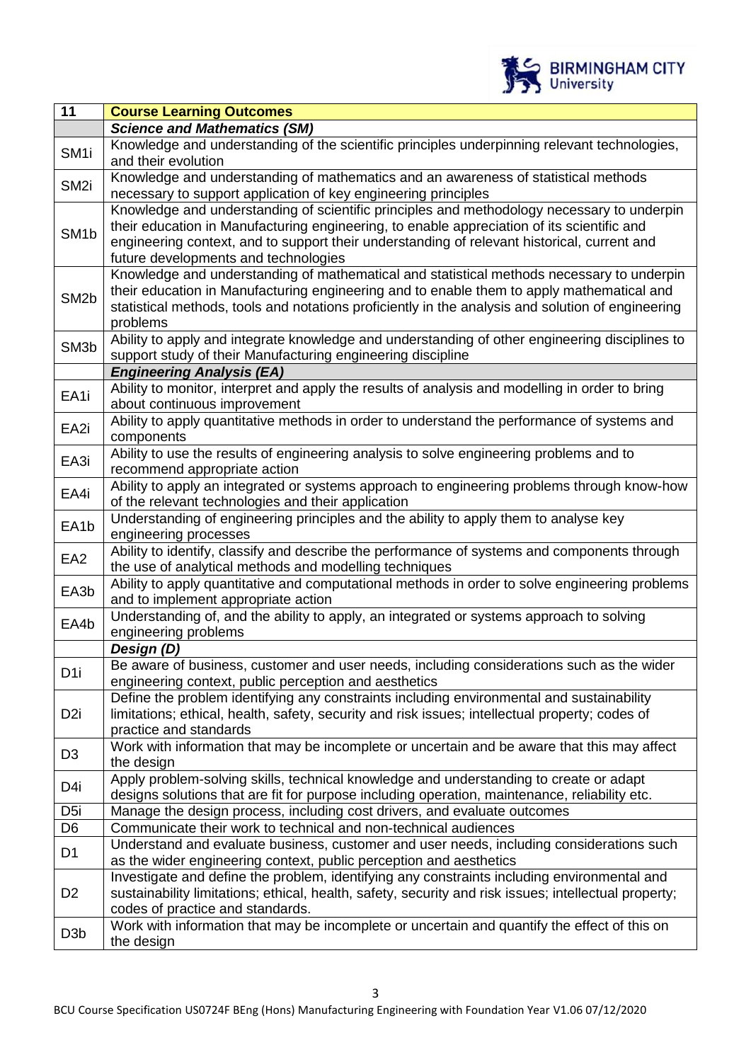| 11 | **Course Learning Outcomes** |
|---|---|
| | ***Science and Mathematics (SM)*** |
| SM1i | Knowledge and understanding of the scientific principles underpinning relevant technologies, and their evolution |
| SM2i | Knowledge and understanding of mathematics and an awareness of statistical methods necessary to support application of key engineering principles |
| SM1b | Knowledge and understanding of scientific principles and methodology necessary to underpin their education in Manufacturing engineering, to enable appreciation of its scientific and engineering context, and to support their understanding of relevant historical, current and future developments and technologies |
| SM2b | Knowledge and understanding of mathematical and statistical methods necessary to underpin their education in Manufacturing engineering and to enable them to apply mathematical and statistical methods, tools and notations proficiently in the analysis and solution of engineering problems |
| SM3b | Ability to apply and integrate knowledge and understanding of other engineering disciplines to support study of their Manufacturing engineering discipline |
| | ***Engineering Analysis (EA)*** |
| EA1i | Ability to monitor, interpret and apply the results of analysis and modelling in order to bring about continuous improvement |
| EA2i | Ability to apply quantitative methods in order to understand the performance of systems and components |
| EA3i | Ability to use the results of engineering analysis to solve engineering problems and to recommend appropriate action |
| EA4i | Ability to apply an integrated or systems approach to engineering problems through know-how of the relevant technologies and their application |
| EA1b | Understanding of engineering principles and the ability to apply them to analyse key engineering processes |
| EA2 | Ability to identify, classify and describe the performance of systems and components through the use of analytical methods and modelling techniques |
| EA3b | Ability to apply quantitative and computational methods in order to solve engineering problems and to implement appropriate action |
| EA4b | Understanding of, and the ability to apply, an integrated or systems approach to solving engineering problems |
| | ***Design (D)*** |
| D1i | Be aware of business, customer and user needs, including considerations such as the wider engineering context, public perception and aesthetics |
| D2i | Define the problem identifying any constraints including environmental and sustainability limitations; ethical, health, safety, security and risk issues; intellectual property; codes of practice and standards |
| D3 | Work with information that may be incomplete or uncertain and be aware that this may affect the design |
| D4i | Apply problem-solving skills, technical knowledge and understanding to create or adapt designs solutions that are fit for purpose including operation, maintenance, reliability etc. |
| D5i | Manage the design process, including cost drivers, and evaluate outcomes |
| D6 | Communicate their work to technical and non-technical audiences |
| D1 | Understand and evaluate business, customer and user needs, including considerations such as the wider engineering context, public perception and aesthetics |
| D2 | Investigate and define the problem, identifying any constraints including environmental and sustainability limitations; ethical, health, safety, security and risk issues; intellectual property; codes of practice and standards. |
| D3b | Work with information that may be incomplete or uncertain and quantify the effect of this on the design |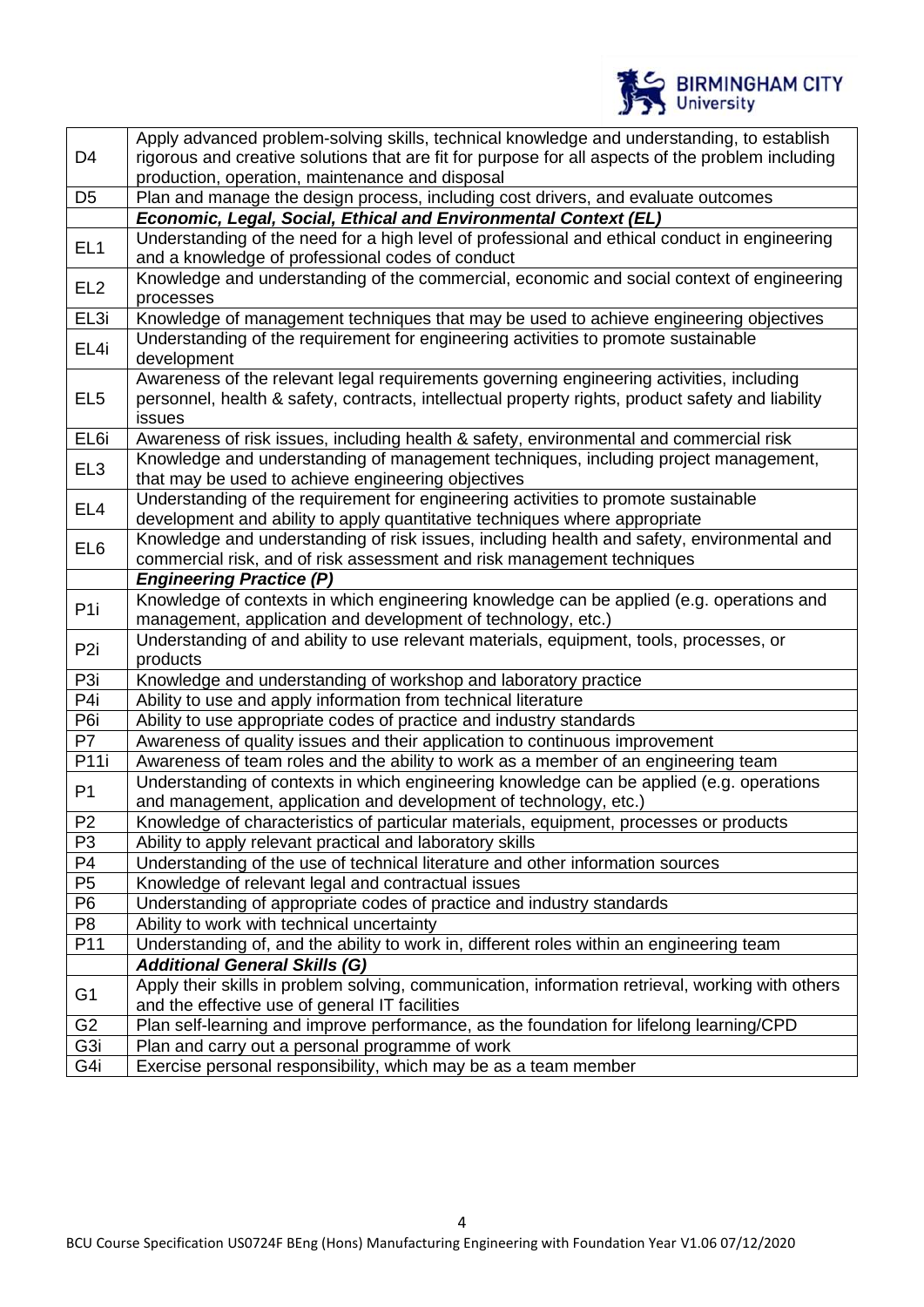| | |
|---|---|
| D4 | Apply advanced problem-solving skills, technical knowledge and understanding, to establish rigorous and creative solutions that are fit for purpose for all aspects of the problem including production, operation, maintenance and disposal |
| D5 | Plan and manage the design process, including cost drivers, and evaluate outcomes |
| | ***Economic, Legal, Social, Ethical and Environmental Context (EL)*** |
| EL1 | Understanding of the need for a high level of professional and ethical conduct in engineering and a knowledge of professional codes of conduct |
| EL2 | Knowledge and understanding of the commercial, economic and social context of engineering processes |
| EL3i | Knowledge of management techniques that may be used to achieve engineering objectives |
| EL4i | Understanding of the requirement for engineering activities to promote sustainable development |
| EL5 | Awareness of the relevant legal requirements governing engineering activities, including personnel, health & safety, contracts, intellectual property rights, product safety and liability issues |
| EL6i | Awareness of risk issues, including health & safety, environmental and commercial risk |
| EL3 | Knowledge and understanding of management techniques, including project management, that may be used to achieve engineering objectives |
| EL4 | Understanding of the requirement for engineering activities to promote sustainable development and ability to apply quantitative techniques where appropriate |
| EL6 | Knowledge and understanding of risk issues, including health and safety, environmental and commercial risk, and of risk assessment and risk management techniques |
| | ***Engineering Practice (P)*** |
| P1i | Knowledge of contexts in which engineering knowledge can be applied (e.g. operations and management, application and development of technology, etc.) |
| P2i | Understanding of and ability to use relevant materials, equipment, tools, processes, or products |
| P3i | Knowledge and understanding of workshop and laboratory practice |
| P4i | Ability to use and apply information from technical literature |
| P6i | Ability to use appropriate codes of practice and industry standards |
| P7 | Awareness of quality issues and their application to continuous improvement |
| P11i | Awareness of team roles and the ability to work as a member of an engineering team |
| P1 | Understanding of contexts in which engineering knowledge can be applied (e.g. operations and management, application and development of technology, etc.) |
| P2 | Knowledge of characteristics of particular materials, equipment, processes or products |
| P3 | Ability to apply relevant practical and laboratory skills |
| P4 | Understanding of the use of technical literature and other information sources |
| P5 | Knowledge of relevant legal and contractual issues |
| P6 | Understanding of appropriate codes of practice and industry standards |
| P8 | Ability to work with technical uncertainty |
| P11 | Understanding of, and the ability to work in, different roles within an engineering team |
| | ***Additional General Skills (G)*** |
| G1 | Apply their skills in problem solving, communication, information retrieval, working with others and the effective use of general IT facilities |
| G2 | Plan self-learning and improve performance, as the foundation for lifelong learning/CPD |
| G3i | Plan and carry out a personal programme of work |
| G4i | Exercise personal responsibility, which may be as a team member |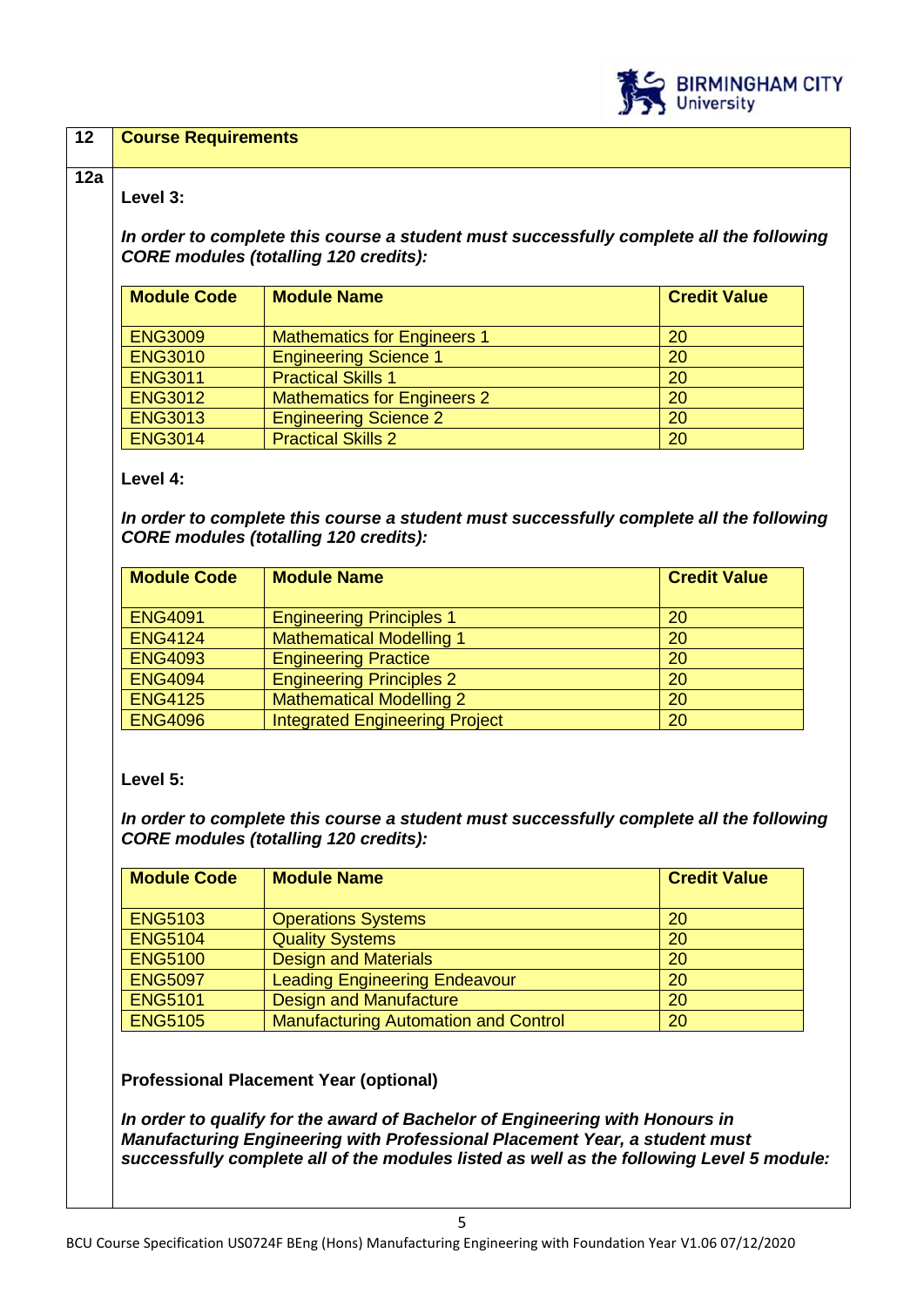| 12 | **Course Requirements** |
|---|---|

**12a**

**Level 3:**

***In order to complete this course a student must successfully complete all the following CORE modules (totalling 120 credits):***

| Module Code | Module Name | Credit Value |
|---|---|---|
| ENG3009 | Mathematics for Engineers 1 | 20 |
| ENG3010 | Engineering Science 1 | 20 |
| ENG3011 | Practical Skills 1 | 20 |
| ENG3012 | Mathematics for Engineers 2 | 20 |
| ENG3013 | Engineering Science 2 | 20 |
| ENG3014 | Practical Skills 2 | 20 |

**Level 4:**

***In order to complete this course a student must successfully complete all the following CORE modules (totalling 120 credits):***

| Module Code | Module Name | Credit Value |
|---|---|---|
| ENG4091 | Engineering Principles 1 | 20 |
| ENG4124 | Mathematical Modelling 1 | 20 |
| ENG4093 | Engineering Practice | 20 |
| ENG4094 | Engineering Principles 2 | 20 |
| ENG4125 | Mathematical Modelling 2 | 20 |
| ENG4096 | Integrated Engineering Project | 20 |

**Level 5:**

***In order to complete this course a student must successfully complete all the following CORE modules (totalling 120 credits):***

| Module Code | Module Name | Credit Value |
|---|---|---|
| ENG5103 | Operations Systems | 20 |
| ENG5104 | Quality Systems | 20 |
| ENG5100 | Design and Materials | 20 |
| ENG5097 | Leading Engineering Endeavour | 20 |
| ENG5101 | Design and Manufacture | 20 |
| ENG5105 | Manufacturing Automation and Control | 20 |

**Professional Placement Year (optional)**

***In order to qualify for the award of Bachelor of Engineering with Honours in Manufacturing Engineering with Professional Placement Year, a student must successfully complete all of the modules listed as well as the following Level 5 module:***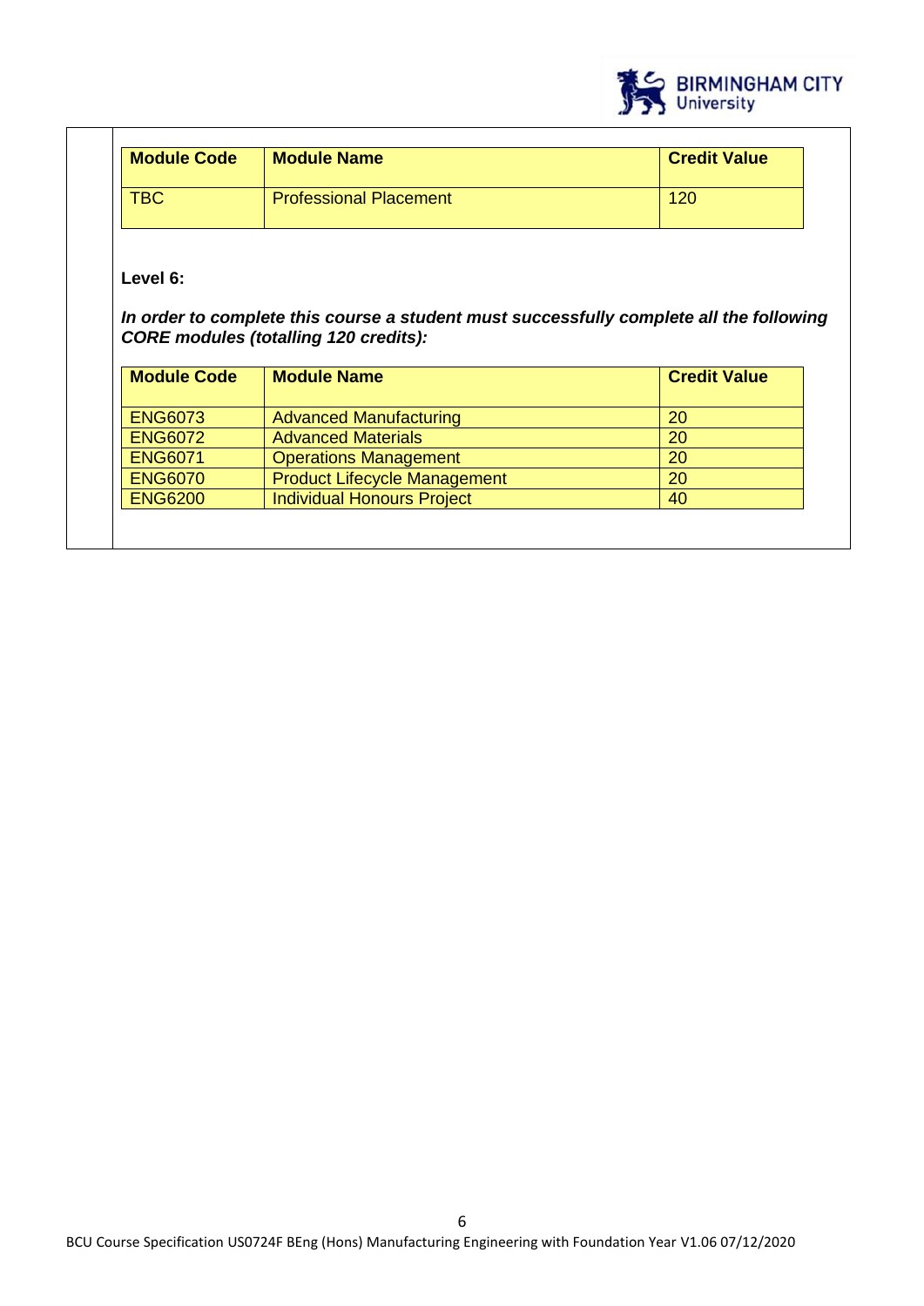| Module Code | Module Name | Credit Value |
| --- | --- | --- |
| TBC | Professional Placement | 120 |

**Level 6:**

***In order to complete this course a student must successfully complete all the following CORE modules (totalling 120 credits):***

| Module Code | Module Name | Credit Value |
| --- | --- | --- |
| ENG6073 | Advanced Manufacturing | 20 |
| ENG6072 | Advanced Materials | 20 |
| ENG6071 | Operations Management | 20 |
| ENG6070 | Product Lifecycle Management | 20 |
| ENG6200 | Individual Honours Project | 40 |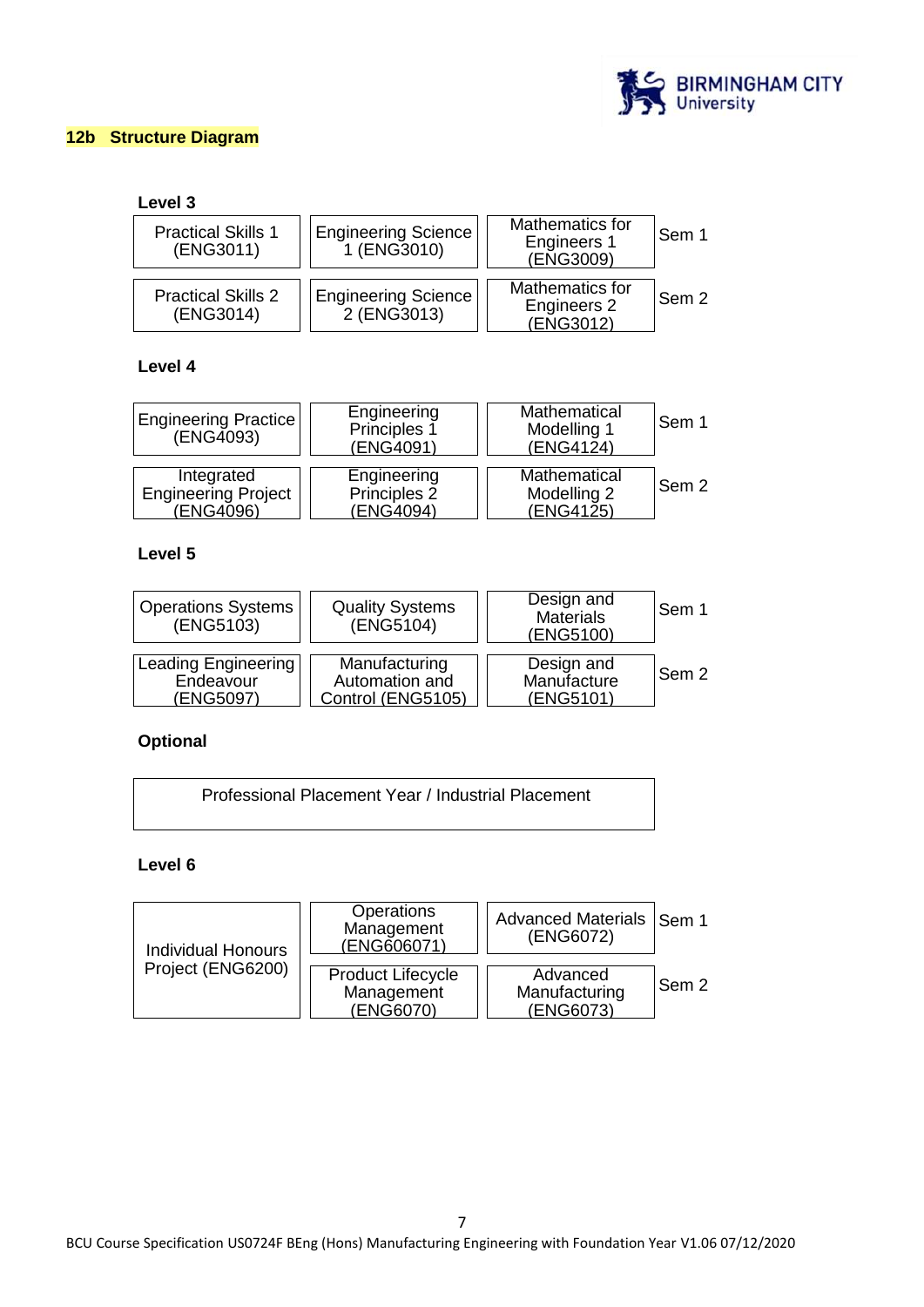## 12b Structure Diagram

### Level 3

| | | | |
|---|---|---|---|
| Practical Skills 1 (ENG3011) | Engineering Science 1 (ENG3010) | Mathematics for Engineers 1 (ENG3009) | Sem 1 |
| Practical Skills 2 (ENG3014) | Engineering Science 2 (ENG3013) | Mathematics for Engineers 2 (ENG3012) | Sem 2 |

### Level 4

| | | | |
|---|---|---|---|
| Engineering Practice (ENG4093) | Engineering Principles 1 (ENG4091) | Mathematical Modelling 1 (ENG4124) | Sem 1 |
| Integrated Engineering Project (ENG4096) | Engineering Principles 2 (ENG4094) | Mathematical Modelling 2 (ENG4125) | Sem 2 |

### Level 5

| | | | |
|---|---|---|---|
| Operations Systems (ENG5103) | Quality Systems (ENG5104) | Design and Materials (ENG5100) | Sem 1 |
| Leading Engineering Endeavour (ENG5097) | Manufacturing Automation and Control (ENG5105) | Design and Manufacture (ENG5101) | Sem 2 |

### Optional

| |
|---|
| Professional Placement Year / Industrial Placement |

### Level 6

| | | | |
|---|---|---|---|
| Individual Honours Project (ENG6200) | Operations Management (ENG606071) | Advanced Materials (ENG6072) | Sem 1 |
| | Product Lifecycle Management (ENG6070) | Advanced Manufacturing (ENG6073) | Sem 2 |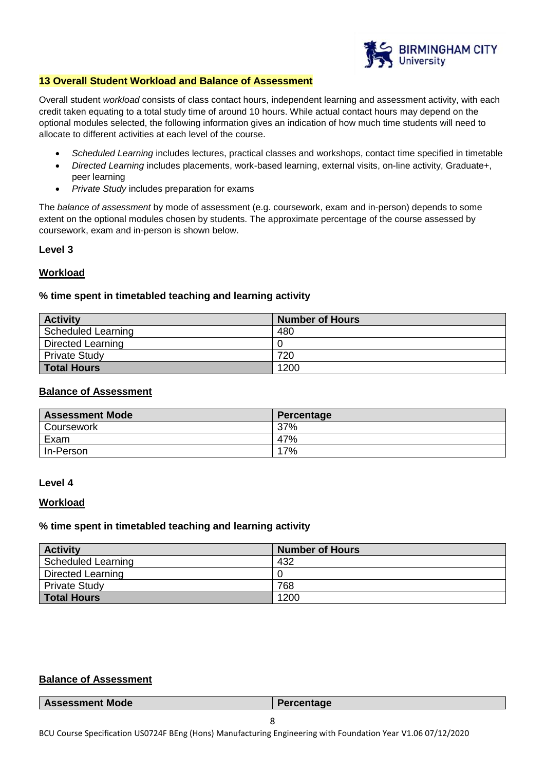## 13 Overall Student Workload and Balance of Assessment

Overall student *workload* consists of class contact hours, independent learning and assessment activity, with each credit taken equating to a total study time of around 10 hours. While actual contact hours may depend on the optional modules selected, the following information gives an indication of how much time students will need to allocate to different activities at each level of the course.

- *Scheduled Learning* includes lectures, practical classes and workshops, contact time specified in timetable
- *Directed Learning* includes placements, work-based learning, external visits, on-line activity, Graduate+, peer learning
- *Private Study* includes preparation for exams

The *balance of assessment* by mode of assessment (e.g. coursework, exam and in-person) depends to some extent on the optional modules chosen by students. The approximate percentage of the course assessed by coursework, exam and in-person is shown below.

**Level 3**

**Workload**

**% time spent in timetabled teaching and learning activity**

| Activity | Number of Hours |
|---|---|
| Scheduled Learning | 480 |
| Directed Learning | 0 |
| Private Study | 720 |
| **Total Hours** | 1200 |

**Balance of Assessment**

| Assessment Mode | Percentage |
|---|---|
| Coursework | 37% |
| Exam | 47% |
| In-Person | 17% |

**Level 4**

**Workload**

**% time spent in timetabled teaching and learning activity**

| Activity | Number of Hours |
|---|---|
| Scheduled Learning | 432 |
| Directed Learning | 0 |
| Private Study | 768 |
| **Total Hours** | 1200 |

**Balance of Assessment**

| Assessment Mode | Percentage |
|---|---|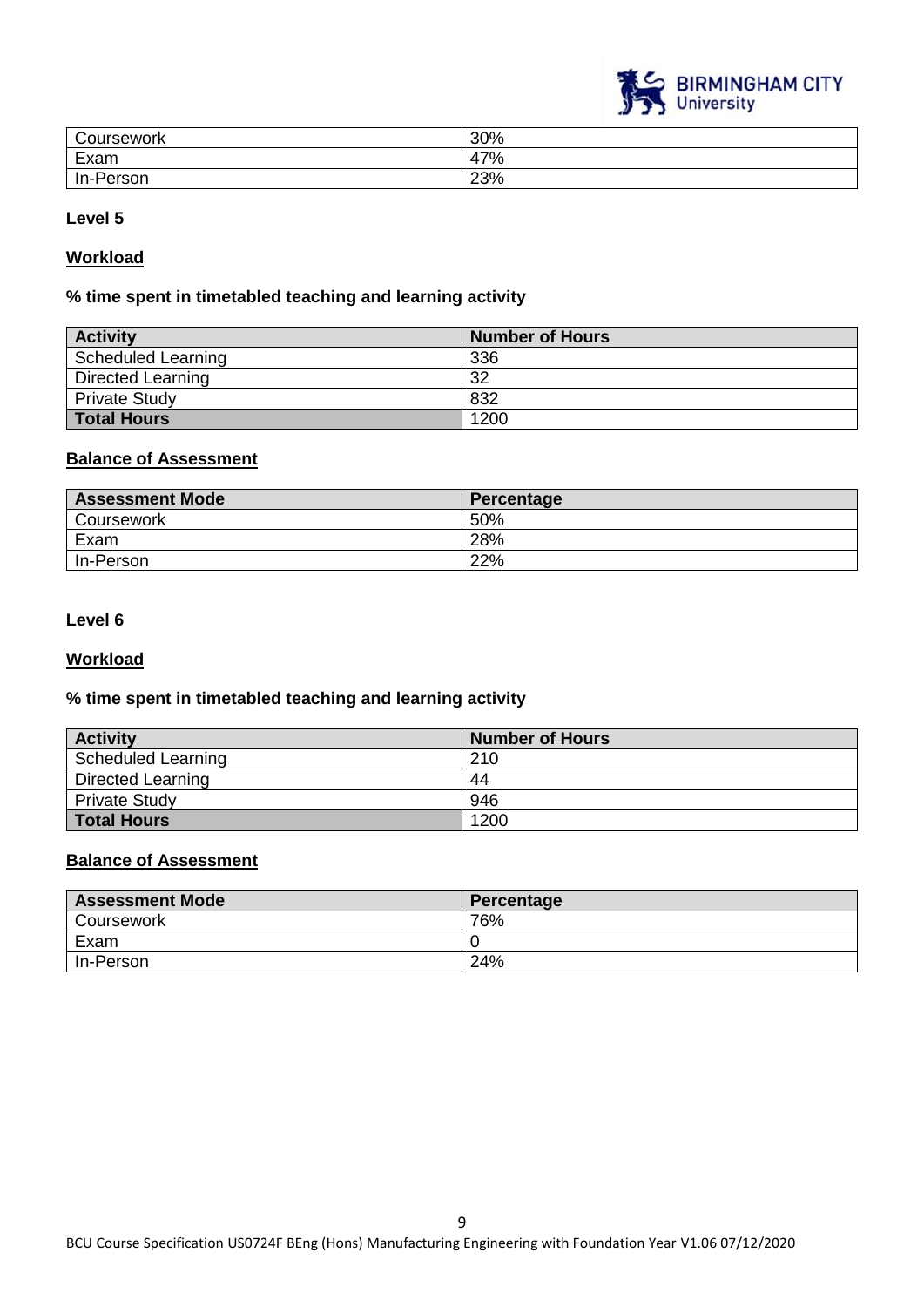| | |
|---|---|
| Coursework | 30% |
| Exam | 47% |
| In-Person | 23% |

**Level 5**

**Workload**

**% time spent in timetabled teaching and learning activity**

| Activity | Number of Hours |
|---|---|
| Scheduled Learning | 336 |
| Directed Learning | 32 |
| Private Study | 832 |
| **Total Hours** | 1200 |

**Balance of Assessment**

| Assessment Mode | Percentage |
|---|---|
| Coursework | 50% |
| Exam | 28% |
| In-Person | 22% |

**Level 6**

**Workload**

**% time spent in timetabled teaching and learning activity**

| Activity | Number of Hours |
|---|---|
| Scheduled Learning | 210 |
| Directed Learning | 44 |
| Private Study | 946 |
| **Total Hours** | 1200 |

**Balance of Assessment**

| Assessment Mode | Percentage |
|---|---|
| Coursework | 76% |
| Exam | 0 |
| In-Person | 24% |